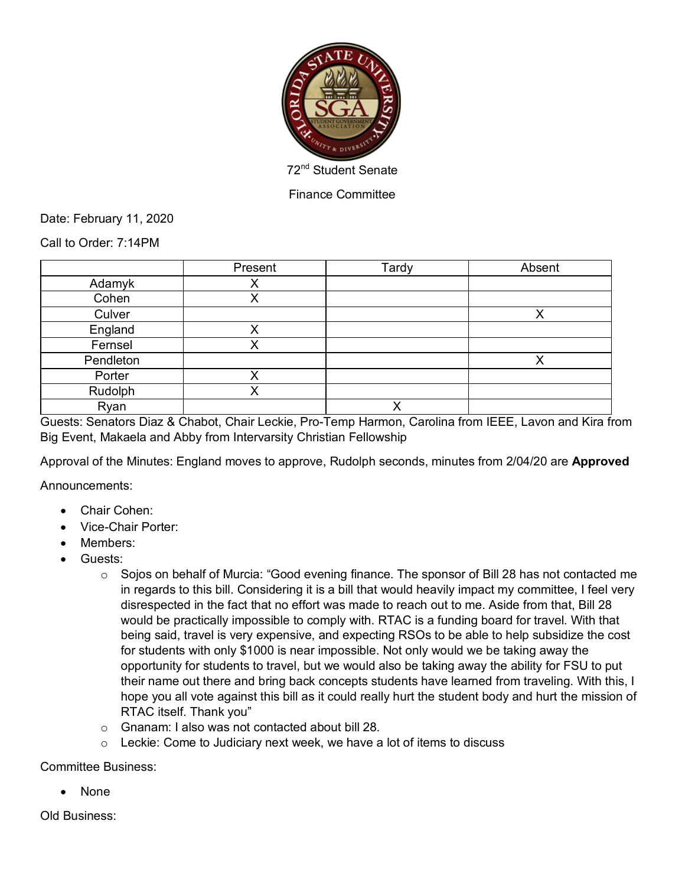72nd Student Senate

Finance Committee

Date: February 11, 2020

Call to Order: 7:14PM

| | Present | Tardy | Absent |
|---|---|---|---|
| Adamyk | X | | |
| Cohen | X | | |
| Culver | | | X |
| England | X | | |
| Fernsel | X | | |
| Pendleton | | | X |
| Porter | X | | |
| Rudolph | X | | |
| Ryan | | X | |

Guests: Senators Diaz & Chabot, Chair Leckie, Pro-Temp Harmon, Carolina from IEEE, Lavon and Kira from Big Event, Makaela and Abby from Intervarsity Christian Fellowship

Approval of the Minutes: England moves to approve, Rudolph seconds, minutes from 2/04/20 are **Approved**

Announcements:

- Chair Cohen:
- Vice-Chair Porter:
- Members:
- Guests:
  - Sojos on behalf of Murcia: "Good evening finance. The sponsor of Bill 28 has not contacted me in regards to this bill. Considering it is a bill that would heavily impact my committee, I feel very disrespected in the fact that no effort was made to reach out to me. Aside from that, Bill 28 would be practically impossible to comply with. RTAC is a funding board for travel. With that being said, travel is very expensive, and expecting RSOs to be able to help subsidize the cost for students with only $1000 is near impossible. Not only would we be taking away the opportunity for students to travel, but we would also be taking away the ability for FSU to put their name out there and bring back concepts students have learned from traveling. With this, I hope you all vote against this bill as it could really hurt the student body and hurt the mission of RTAC itself. Thank you"
  - Gnanam: I also was not contacted about bill 28.
  - Leckie: Come to Judiciary next week, we have a lot of items to discuss

Committee Business:

- None

Old Business: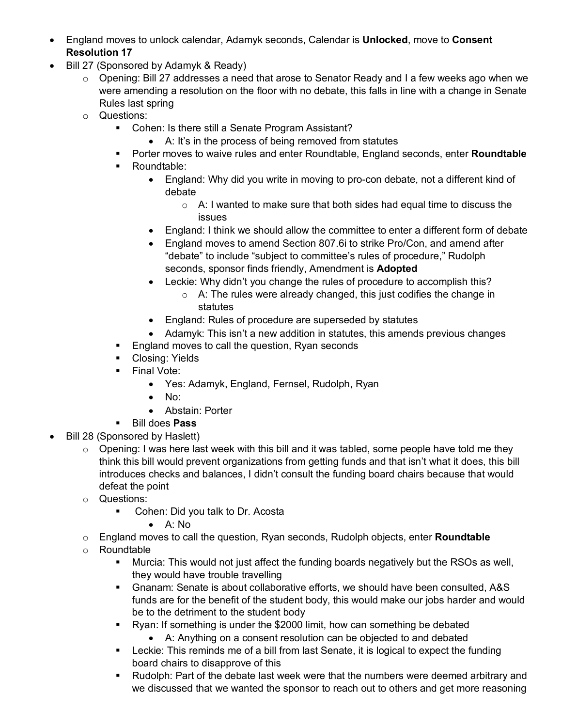- England moves to unlock calendar, Adamyk seconds, Calendar is **Unlocked**, move to **Consent Resolution 17**
- Bill 27 (Sponsored by Adamyk & Ready)
  - Opening: Bill 27 addresses a need that arose to Senator Ready and I a few weeks ago when we were amending a resolution on the floor with no debate, this falls in line with a change in Senate Rules last spring
  - Questions:
    - Cohen: Is there still a Senate Program Assistant?
      - A: It's in the process of being removed from statutes
    - Porter moves to waive rules and enter Roundtable, England seconds, enter **Roundtable**
    - Roundtable:
      - England: Why did you write in moving to pro-con debate, not a different kind of debate
        - A: I wanted to make sure that both sides had equal time to discuss the issues
      - England: I think we should allow the committee to enter a different form of debate
      - England moves to amend Section 807.6i to strike Pro/Con, and amend after "debate" to include "subject to committee's rules of procedure," Rudolph seconds, sponsor finds friendly, Amendment is **Adopted**
      - Leckie: Why didn't you change the rules of procedure to accomplish this?
        - A: The rules were already changed, this just codifies the change in statutes
      - England: Rules of procedure are superseded by statutes
      - Adamyk: This isn't a new addition in statutes, this amends previous changes
    - England moves to call the question, Ryan seconds
    - Closing: Yields
    - Final Vote:
      - Yes: Adamyk, England, Fernsel, Rudolph, Ryan
      - No:
      - Abstain: Porter
    - Bill does **Pass**
- Bill 28 (Sponsored by Haslett)
  - Opening: I was here last week with this bill and it was tabled, some people have told me they think this bill would prevent organizations from getting funds and that isn't what it does, this bill introduces checks and balances, I didn't consult the funding board chairs because that would defeat the point
  - Questions:
    - Cohen: Did you talk to Dr. Acosta
      - A: No
  - England moves to call the question, Ryan seconds, Rudolph objects, enter **Roundtable**
  - Roundtable
    - Murcia: This would not just affect the funding boards negatively but the RSOs as well, they would have trouble travelling
    - Gnanam: Senate is about collaborative efforts, we should have been consulted, A&S funds are for the benefit of the student body, this would make our jobs harder and would be to the detriment to the student body
    - Ryan: If something is under the $2000 limit, how can something be debated
      - A: Anything on a consent resolution can be objected to and debated
    - Leckie: This reminds me of a bill from last Senate, it is logical to expect the funding board chairs to disapprove of this
    - Rudolph: Part of the debate last week were that the numbers were deemed arbitrary and we discussed that we wanted the sponsor to reach out to others and get more reasoning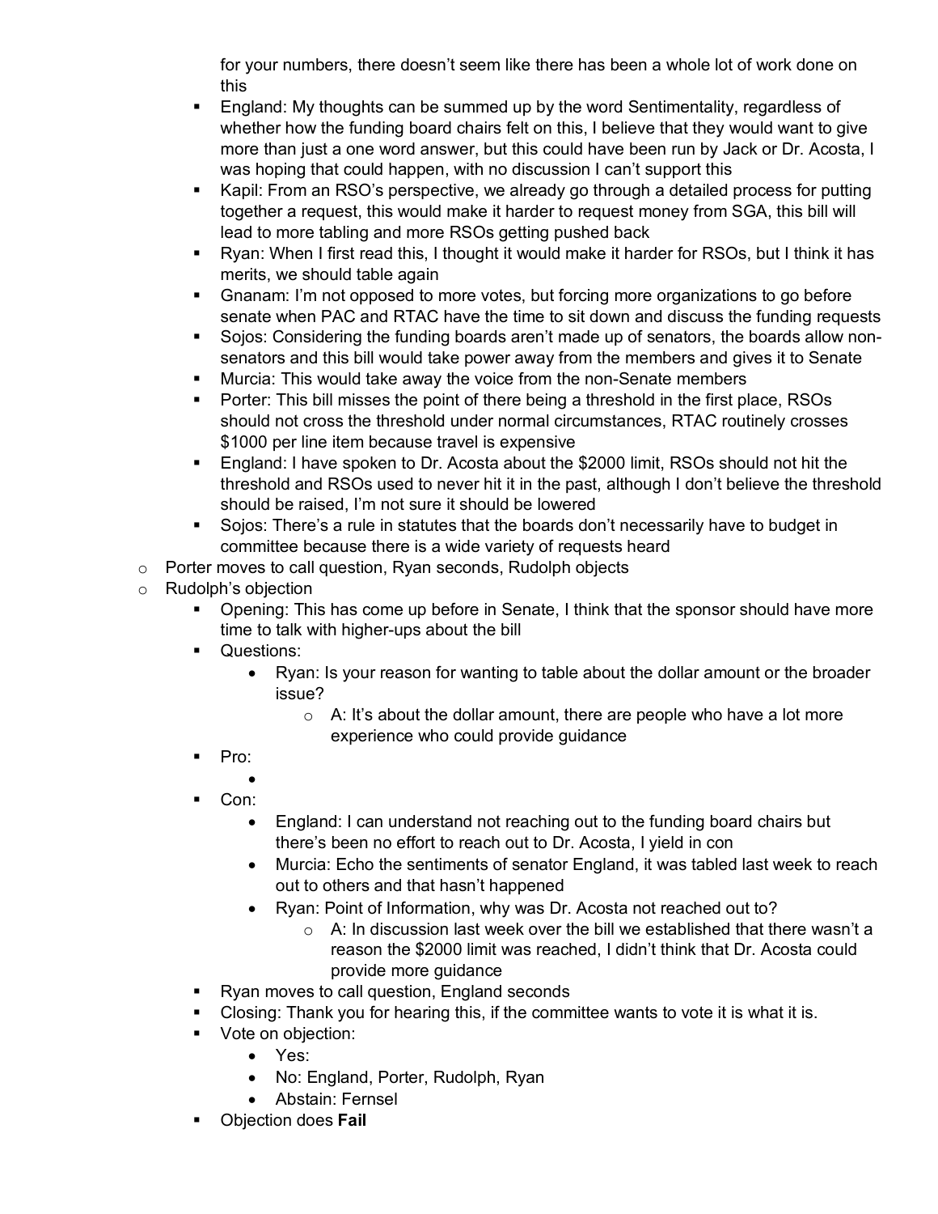for your numbers, there doesn't seem like there has been a whole lot of work done on this

        - England: My thoughts can be summed up by the word Sentimentality, regardless of whether how the funding board chairs felt on this, I believe that they would want to give more than just a one word answer, but this could have been run by Jack or Dr. Acosta, I was hoping that could happen, with no discussion I can't support this
        - Kapil: From an RSO's perspective, we already go through a detailed process for putting together a request, this would make it harder to request money from SGA, this bill will lead to more tabling and more RSOs getting pushed back
        - Ryan: When I first read this, I thought it would make it harder for RSOs, but I think it has merits, we should table again
        - Gnanam: I'm not opposed to more votes, but forcing more organizations to go before senate when PAC and RTAC have the time to sit down and discuss the funding requests
        - Sojos: Considering the funding boards aren't made up of senators, the boards allow non-senators and this bill would take power away from the members and gives it to Senate
        - Murcia: This would take away the voice from the non-Senate members
        - Porter: This bill misses the point of there being a threshold in the first place, RSOs should not cross the threshold under normal circumstances, RTAC routinely crosses $1000 per line item because travel is expensive
        - England: I have spoken to Dr. Acosta about the $2000 limit, RSOs should not hit the threshold and RSOs used to never hit it in the past, although I don't believe the threshold should be raised, I'm not sure it should be lowered
        - Sojos: There's a rule in statutes that the boards don't necessarily have to budget in committee because there is a wide variety of requests heard
    - Porter moves to call question, Ryan seconds, Rudolph objects
    - Rudolph's objection
        - Opening: This has come up before in Senate, I think that the sponsor should have more time to talk with higher-ups about the bill
        - Questions:
            - Ryan: Is your reason for wanting to table about the dollar amount or the broader issue?
                - A: It's about the dollar amount, there are people who have a lot more experience who could provide guidance
        - Pro:
            -
        - Con:
            - England: I can understand not reaching out to the funding board chairs but there's been no effort to reach out to Dr. Acosta, I yield in con
            - Murcia: Echo the sentiments of senator England, it was tabled last week to reach out to others and that hasn't happened
            - Ryan: Point of Information, why was Dr. Acosta not reached out to?
                - A: In discussion last week over the bill we established that there wasn't a reason the $2000 limit was reached, I didn't think that Dr. Acosta could provide more guidance
        - Ryan moves to call question, England seconds
        - Closing: Thank you for hearing this, if the committee wants to vote it is what it is.
        - Vote on objection:
            - Yes:
            - No: England, Porter, Rudolph, Ryan
            - Abstain: Fernsel
        - Objection does **Fail**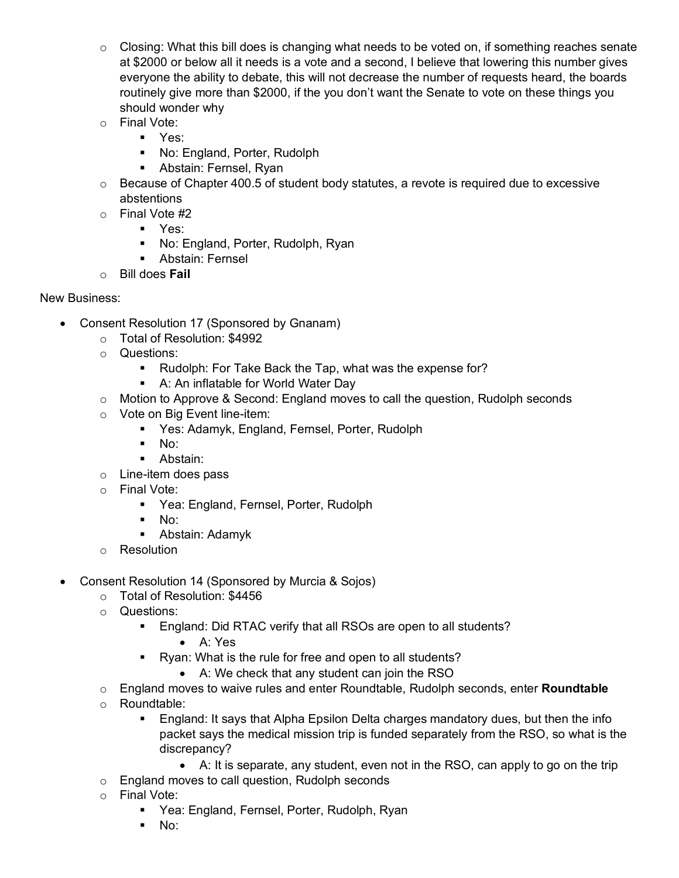- Closing: What this bill does is changing what needs to be voted on, if something reaches senate at $2000 or below all it needs is a vote and a second, I believe that lowering this number gives everyone the ability to debate, this will not decrease the number of requests heard, the boards routinely give more than $2000, if the you don't want the Senate to vote on these things you should wonder why
- Final Vote:
  - Yes:
  - No: England, Porter, Rudolph
  - Abstain: Fernsel, Ryan
- Because of Chapter 400.5 of student body statutes, a revote is required due to excessive abstentions
- Final Vote #2
  - Yes:
  - No: England, Porter, Rudolph, Ryan
  - Abstain: Fernsel
- Bill does **Fail**

New Business:

- Consent Resolution 17 (Sponsored by Gnanam)
  - Total of Resolution: $4992
  - Questions:
    - Rudolph: For Take Back the Tap, what was the expense for?
    - A: An inflatable for World Water Day
  - Motion to Approve & Second: England moves to call the question, Rudolph seconds
  - Vote on Big Event line-item:
    - Yes: Adamyk, England, Fernsel, Porter, Rudolph
    - No:
    - Abstain:
  - Line-item does pass
  - Final Vote:
    - Yea: England, Fernsel, Porter, Rudolph
    - No:
    - Abstain: Adamyk
  - Resolution

- Consent Resolution 14 (Sponsored by Murcia & Sojos)
  - Total of Resolution: $4456
  - Questions:
    - England: Did RTAC verify that all RSOs are open to all students?
      - A: Yes
    - Ryan: What is the rule for free and open to all students?
      - A: We check that any student can join the RSO
  - England moves to waive rules and enter Roundtable, Rudolph seconds, enter **Roundtable**
  - Roundtable:
    - England: It says that Alpha Epsilon Delta charges mandatory dues, but then the info packet says the medical mission trip is funded separately from the RSO, so what is the discrepancy?
      - A: It is separate, any student, even not in the RSO, can apply to go on the trip
  - England moves to call question, Rudolph seconds
  - Final Vote:
    - Yea: England, Fernsel, Porter, Rudolph, Ryan
    - No: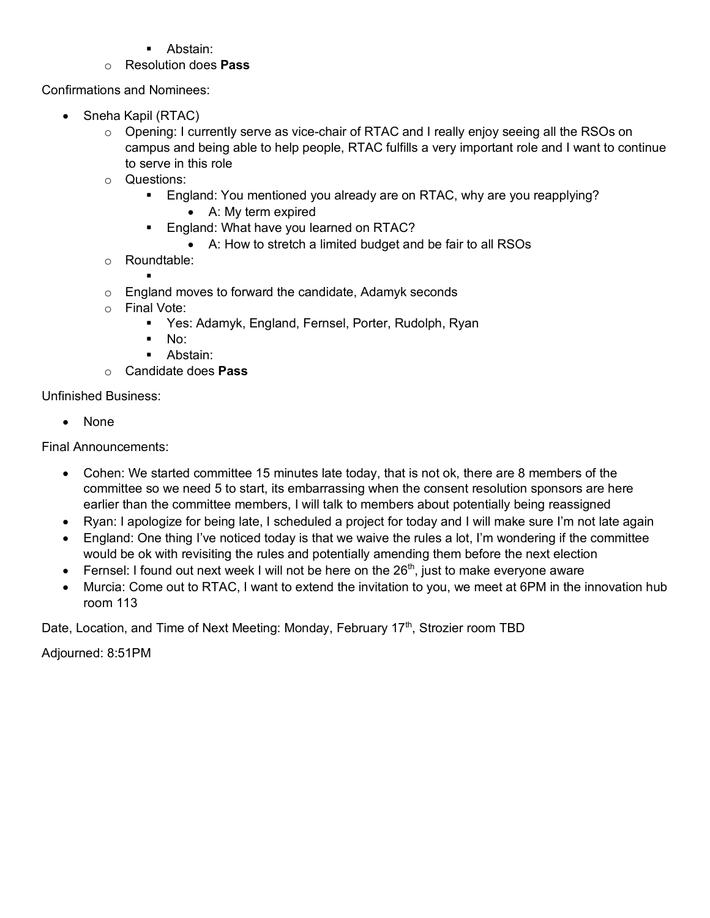- Abstain:
    - Resolution does **Pass**

Confirmations and Nominees:

- Sneha Kapil (RTAC)
    - Opening: I currently serve as vice-chair of RTAC and I really enjoy seeing all the RSOs on campus and being able to help people, RTAC fulfills a very important role and I want to continue to serve in this role
    - Questions:
        - England: You mentioned you already are on RTAC, why are you reapplying?
            - A: My term expired
        - England: What have you learned on RTAC?
            - A: How to stretch a limited budget and be fair to all RSOs
    - Roundtable:
        -
    - England moves to forward the candidate, Adamyk seconds
    - Final Vote:
        - Yes: Adamyk, England, Fernsel, Porter, Rudolph, Ryan
        - No:
        - Abstain:
    - Candidate does **Pass**

Unfinished Business:

- None

Final Announcements:

- Cohen: We started committee 15 minutes late today, that is not ok, there are 8 members of the committee so we need 5 to start, its embarrassing when the consent resolution sponsors are here earlier than the committee members, I will talk to members about potentially being reassigned
- Ryan: I apologize for being late, I scheduled a project for today and I will make sure I'm not late again
- England: One thing I've noticed today is that we waive the rules a lot, I'm wondering if the committee would be ok with revisiting the rules and potentially amending them before the next election
- Fernsel: I found out next week I will not be here on the 26th, just to make everyone aware
- Murcia: Come out to RTAC, I want to extend the invitation to you, we meet at 6PM in the innovation hub room 113

Date, Location, and Time of Next Meeting: Monday, February 17th, Strozier room TBD

Adjourned: 8:51PM